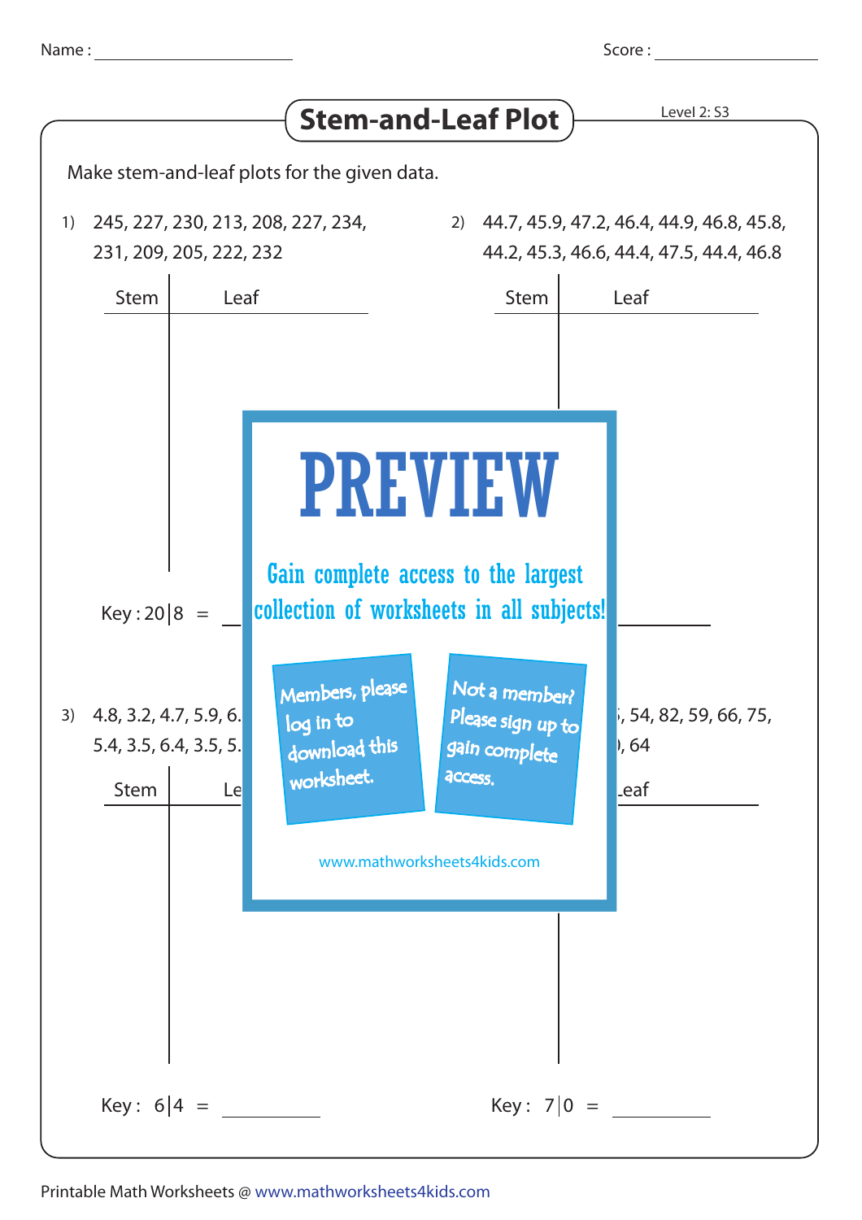Name : ______________________ Score : ______________________

# Stem-and-Leaf Plot

Level 2: S3

Make stem-and-leaf plots for the given data.

1) 245, 227, 230, 213, 208, 227, 234, 231, 209, 205, 222, 232

| Stem | Leaf |
|---|---|
| | |

Key : 20|8 = ______

2) 44.7, 45.9, 47.2, 46.4, 44.9, 46.8, 45.8, 44.2, 45.3, 46.6, 44.4, 47.5, 44.4, 46.8

| Stem | Leaf |
|---|---|
| | |

______

3) 4.8, 3.2, 4.7, 5.9, 6. 5.4, 3.5, 6.4, 3.5, 5.

| Stem | Leaf |
|---|---|
| | |

Key : 6|4 = ______

4) , 54, 82, 59, 66, 75, ), 64

| Stem | Leaf |
|---|---|
| | |

Key : 7|0 = ______

**PREVIEW**

Gain complete access to the largest collection of worksheets in all subjects!

Members, please log in to download this worksheet.

Not a member? Please sign up to gain complete access.

www.mathworksheets4kids.com

Printable Math Worksheets @ www.mathworksheets4kids.com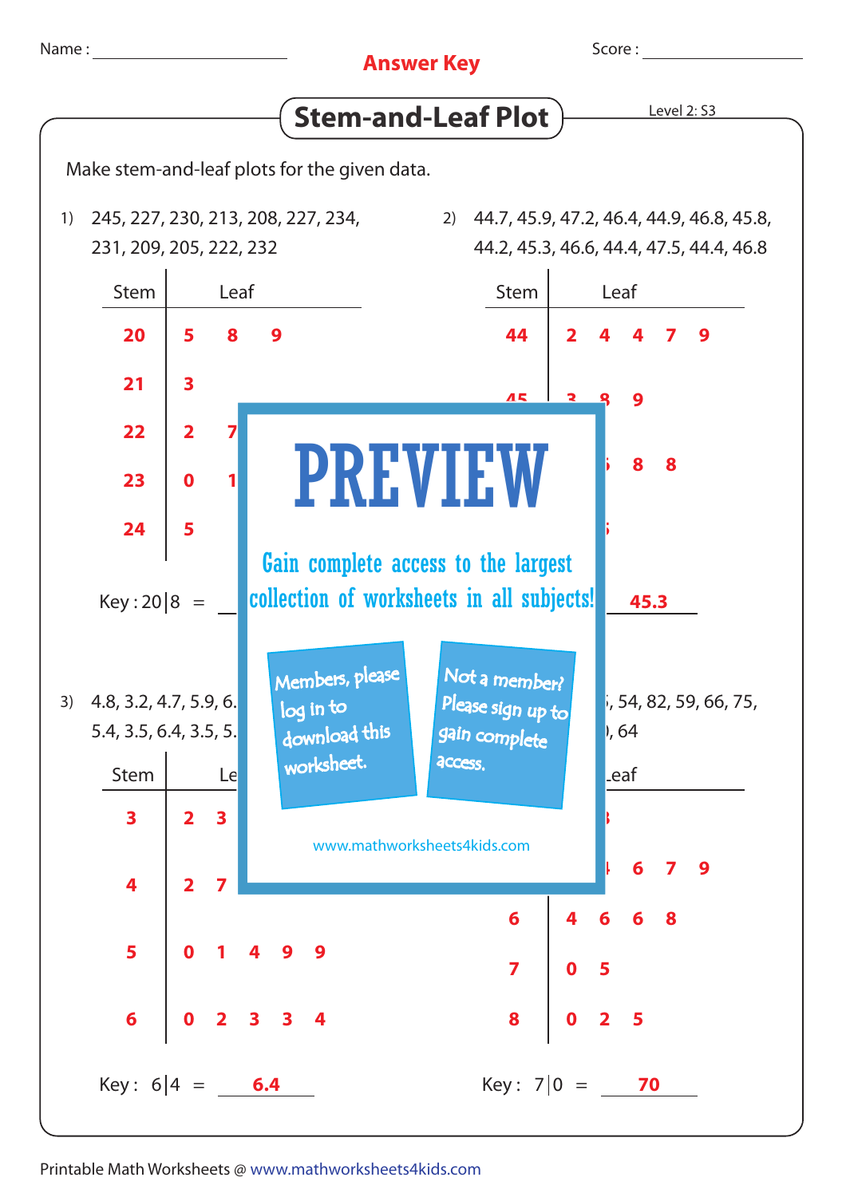Name : ____________________ **Answer Key** Score : ____________________

# Stem-and-Leaf Plot

Level 2: S3

Make stem-and-leaf plots for the given data.

1) 245, 227, 230, 213, 208, 227, 234, 231, 209, 205, 222, 232

| Stem | Leaf |
|---|---|
| 20 | 5 8 9 |
| 21 | 3 |
| 22 | 2 7 |
| 23 | 0 1 |
| 24 | 5 |

Key : 20|8 =

2) 44.7, 45.9, 47.2, 46.4, 44.9, 46.8, 45.8, 44.2, 45.3, 46.6, 44.4, 47.5, 44.4, 46.8

| Stem | Leaf |
|---|---|
| 44 | 2 4 4 7 9 |
| 45 | 3 8 9 |
| | 8 8 |

Key : 45.3

3) 4.8, 3.2, 4.7, 5.9, 6. 5.4, 3.5, 6.4, 3.5, 5.

| Stem | Leaf |
|---|---|
| 3 | 2 3 |
| 4 | 2 7 |
| 5 | 0 1 4 9 9 |
| 6 | 0 2 3 3 4 |

Key : 6|4 = 6.4

4) , 54, 82, 59, 66, 75, ), 64

| Stem | Leaf |
|---|---|
| | 6 7 9 |
| 6 | 4 6 6 8 |
| 7 | 0 5 |
| 8 | 0 2 5 |

Key : 7|0 = 70

PREVIEW

Gain complete access to the largest collection of worksheets in all subjects!

Members, please log in to download this worksheet.

Not a member? Please sign up to gain complete access.

www.mathworksheets4kids.com

Printable Math Worksheets @ www.mathworksheets4kids.com